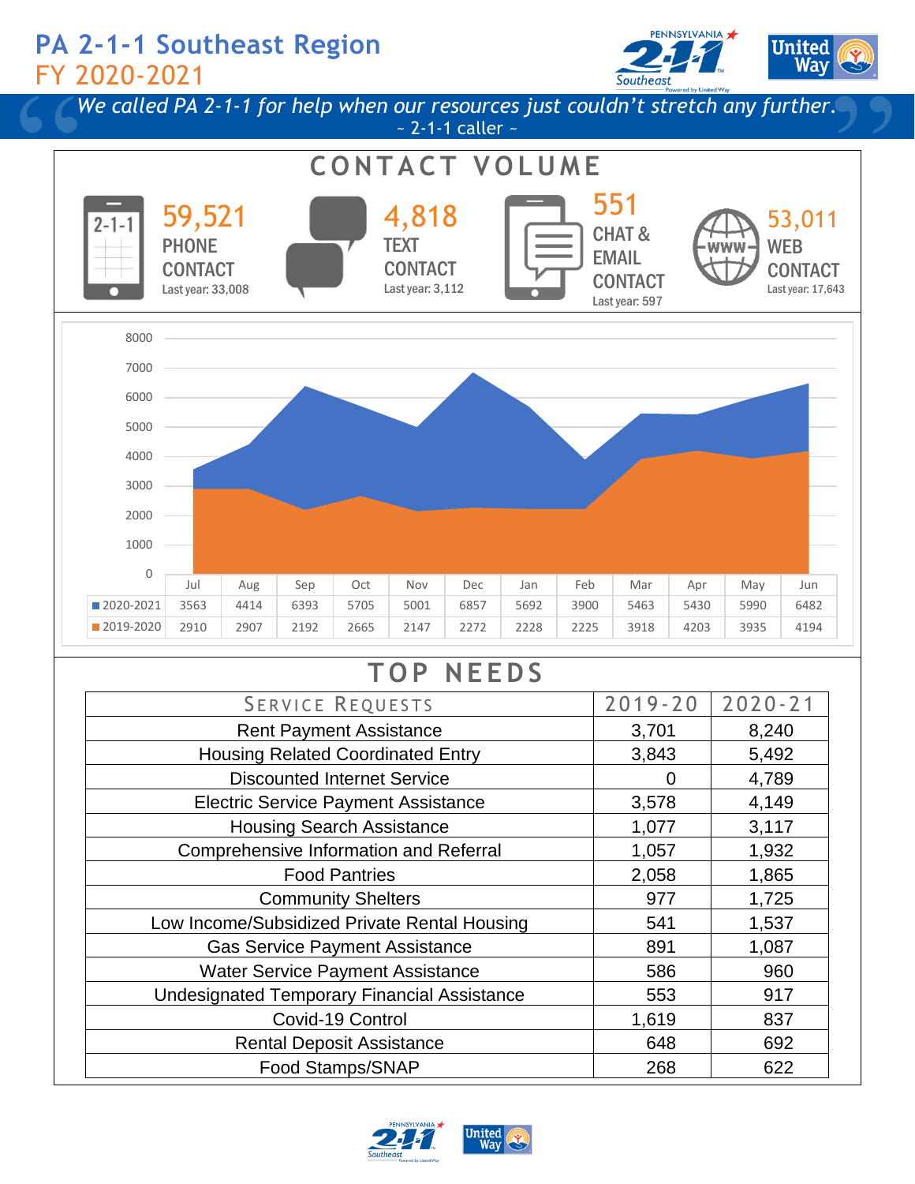# PA 2-1-1 Southeast Region

## FY 2020-2021

*We called PA 2-1-1 for help when our resources just couldn't stretch any further.*
~ 2-1-1 caller ~

## CONTACT VOLUME

**59,521** PHONE CONTACT
Last year: 33,008

**4,818** TEXT CONTACT
Last year: 3,112

**551** CHAT & EMAIL CONTACT
Last year: 597

**53,011** WEB CONTACT
Last year: 17,643

| | Jul | Aug | Sep | Oct | Nov | Dec | Jan | Feb | Mar | Apr | May | Jun |
|---|---|---|---|---|---|---|---|---|---|---|---|---|
| 2020-2021 | 3563 | 4414 | 6393 | 5705 | 5001 | 6857 | 5692 | 3900 | 5463 | 5430 | 5990 | 6482 |
| 2019-2020 | 2910 | 2907 | 2192 | 2665 | 2147 | 2272 | 2228 | 2225 | 3918 | 4203 | 3935 | 4194 |

## TOP NEEDS

| Service Requests | 2019-20 | 2020-21 |
|---|---|---|
| Rent Payment Assistance | 3,701 | 8,240 |
| Housing Related Coordinated Entry | 3,843 | 5,492 |
| Discounted Internet Service | 0 | 4,789 |
| Electric Service Payment Assistance | 3,578 | 4,149 |
| Housing Search Assistance | 1,077 | 3,117 |
| Comprehensive Information and Referral | 1,057 | 1,932 |
| Food Pantries | 2,058 | 1,865 |
| Community Shelters | 977 | 1,725 |
| Low Income/Subsidized Private Rental Housing | 541 | 1,537 |
| Gas Service Payment Assistance | 891 | 1,087 |
| Water Service Payment Assistance | 586 | 960 |
| Undesignated Temporary Financial Assistance | 553 | 917 |
| Covid-19 Control | 1,619 | 837 |
| Rental Deposit Assistance | 648 | 692 |
| Food Stamps/SNAP | 268 | 622 |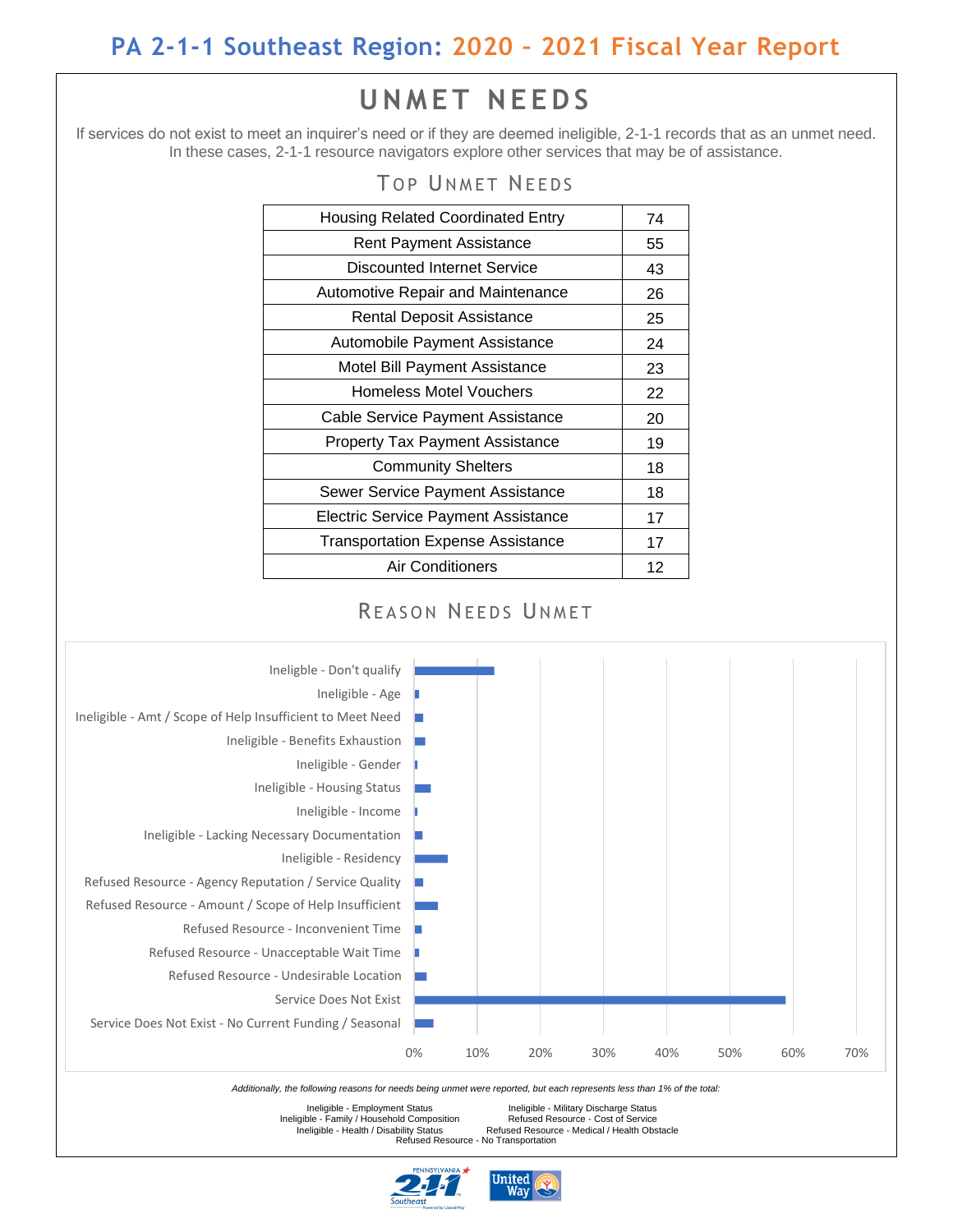# PA 2-1-1 Southeast Region: 2020 – 2021 Fiscal Year Report

## UNMET NEEDS

If services do not exist to meet an inquirer's need or if they are deemed ineligible, 2-1-1 records that as an unmet need. In these cases, 2-1-1 resource navigators explore other services that may be of assistance.

### Top Unmet Needs

| Need | Count |
|---|---|
| Housing Related Coordinated Entry | 74 |
| Rent Payment Assistance | 55 |
| Discounted Internet Service | 43 |
| Automotive Repair and Maintenance | 26 |
| Rental Deposit Assistance | 25 |
| Automobile Payment Assistance | 24 |
| Motel Bill Payment Assistance | 23 |
| Homeless Motel Vouchers | 22 |
| Cable Service Payment Assistance | 20 |
| Property Tax Payment Assistance | 19 |
| Community Shelters | 18 |
| Sewer Service Payment Assistance | 18 |
| Electric Service Payment Assistance | 17 |
| Transportation Expense Assistance | 17 |
| Air Conditioners | 12 |

### Reason Needs Unmet

- Ineligible - Don't qualify
- Ineligible - Age
- Ineligible - Amt / Scope of Help Insufficient to Meet Need
- Ineligible - Benefits Exhaustion
- Ineligible - Gender
- Ineligible - Housing Status
- Ineligible - Income
- Ineligible - Lacking Necessary Documentation
- Ineligible - Residency
- Refused Resource - Agency Reputation / Service Quality
- Refused Resource - Amount / Scope of Help Insufficient
- Refused Resource - Inconvenient Time
- Refused Resource - Unacceptable Wait Time
- Refused Resource - Undesirable Location
- Service Does Not Exist
- Service Does Not Exist - No Current Funding / Seasonal

0% 10% 20% 30% 40% 50% 60% 70%

*Additionally, the following reasons for needs being unmet were reported, but each represents less than 1% of the total:*

- Ineligible - Employment Status
- Ineligible - Family / Household Composition
- Ineligible - Health / Disability Status
- Ineligible - Military Discharge Status
- Refused Resource - Cost of Service
- Refused Resource - Medical / Health Obstacle
- Refused Resource - No Transportation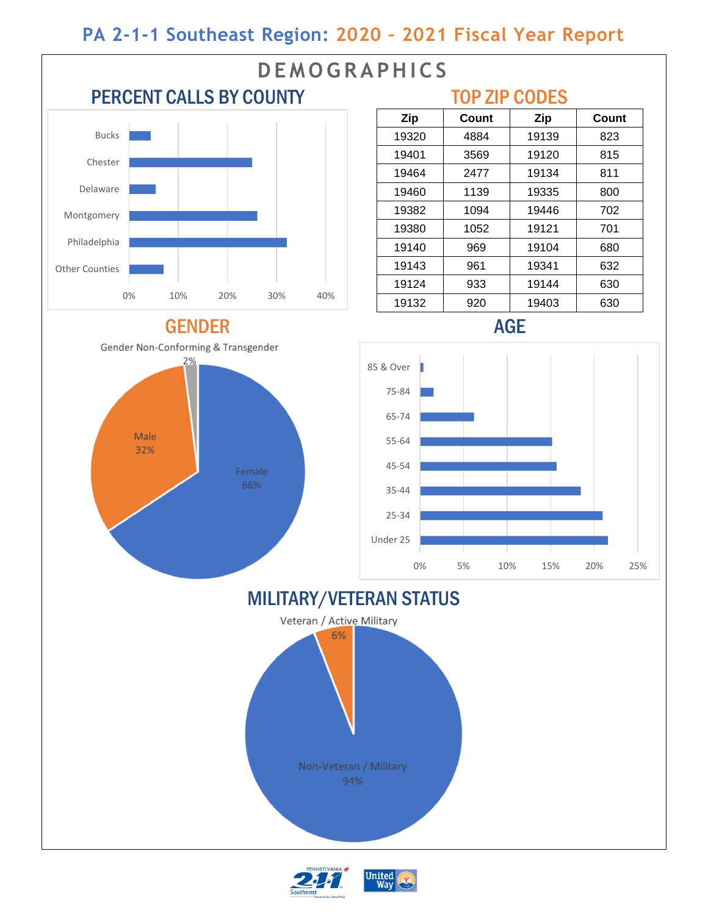# PA 2-1-1 Southeast Region: 2020 – 2021 Fiscal Year Report

## DEMOGRAPHICS

### PERCENT CALLS BY COUNTY

Bucks
Chester
Delaware
Montgomery
Philadelphia
Other Counties

0% 10% 20% 30% 40%

### TOP ZIP CODES

| Zip | Count | Zip | Count |
|---|---|---|---|
| 19320 | 4884 | 19139 | 823 |
| 19401 | 3569 | 19120 | 815 |
| 19464 | 2477 | 19134 | 811 |
| 19460 | 1139 | 19335 | 800 |
| 19382 | 1094 | 19446 | 702 |
| 19380 | 1052 | 19121 | 701 |
| 19140 | 969 | 19104 | 680 |
| 19143 | 961 | 19341 | 632 |
| 19124 | 933 | 19144 | 630 |
| 19132 | 920 | 19403 | 630 |

### GENDER

Gender Non-Conforming & Transgender 2%

Male 32%

Female 66%

### AGE

85 & Over
75-84
65-74
55-64
45-54
35-44
25-34
Under 25

0% 5% 10% 15% 20% 25%

### MILITARY/VETERAN STATUS

Veteran / Active Military 6%

Non-Veteran / Military 94%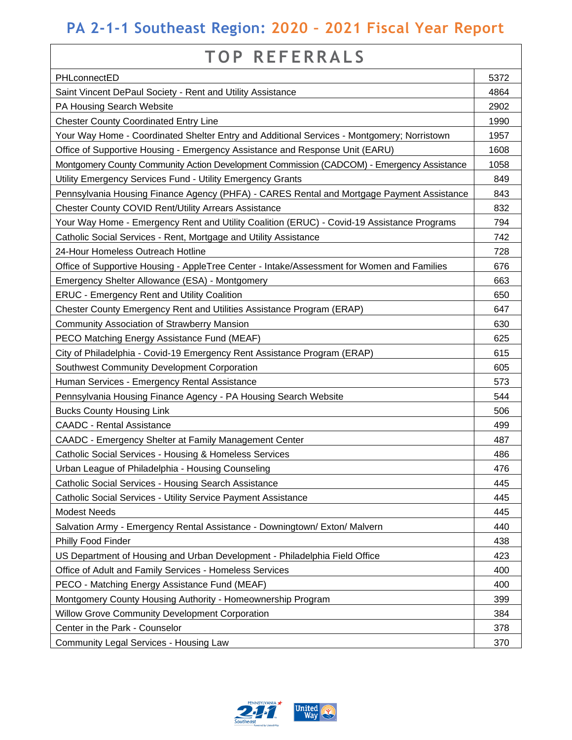# PA 2-1-1 Southeast Region: 2020 – 2021 Fiscal Year Report

## TOP REFERRALS

| | |
|---|---|
| PHLconnectED | 5372 |
| Saint Vincent DePaul Society - Rent and Utility Assistance | 4864 |
| PA Housing Search Website | 2902 |
| Chester County Coordinated Entry Line | 1990 |
| Your Way Home - Coordinated Shelter Entry and Additional Services - Montgomery; Norristown | 1957 |
| Office of Supportive Housing - Emergency Assistance and Response Unit (EARU) | 1608 |
| Montgomery County Community Action Development Commission (CADCOM) - Emergency Assistance | 1058 |
| Utility Emergency Services Fund - Utility Emergency Grants | 849 |
| Pennsylvania Housing Finance Agency (PHFA) - CARES Rental and Mortgage Payment Assistance | 843 |
| Chester County COVID Rent/Utility Arrears Assistance | 832 |
| Your Way Home - Emergency Rent and Utility Coalition (ERUC) - Covid-19 Assistance Programs | 794 |
| Catholic Social Services - Rent, Mortgage and Utility Assistance | 742 |
| 24-Hour Homeless Outreach Hotline | 728 |
| Office of Supportive Housing - AppleTree Center - Intake/Assessment for Women and Families | 676 |
| Emergency Shelter Allowance (ESA) - Montgomery | 663 |
| ERUC - Emergency Rent and Utility Coalition | 650 |
| Chester County Emergency Rent and Utilities Assistance Program (ERAP) | 647 |
| Community Association of Strawberry Mansion | 630 |
| PECO Matching Energy Assistance Fund (MEAF) | 625 |
| City of Philadelphia - Covid-19 Emergency Rent Assistance Program (ERAP) | 615 |
| Southwest Community Development Corporation | 605 |
| Human Services - Emergency Rental Assistance | 573 |
| Pennsylvania Housing Finance Agency - PA Housing Search Website | 544 |
| Bucks County Housing Link | 506 |
| CAADC - Rental Assistance | 499 |
| CAADC - Emergency Shelter at Family Management Center | 487 |
| Catholic Social Services - Housing & Homeless Services | 486 |
| Urban League of Philadelphia - Housing Counseling | 476 |
| Catholic Social Services - Housing Search Assistance | 445 |
| Catholic Social Services - Utility Service Payment Assistance | 445 |
| Modest Needs | 445 |
| Salvation Army - Emergency Rental Assistance - Downingtown/ Exton/ Malvern | 440 |
| Philly Food Finder | 438 |
| US Department of Housing and Urban Development - Philadelphia Field Office | 423 |
| Office of Adult and Family Services - Homeless Services | 400 |
| PECO - Matching Energy Assistance Fund (MEAF) | 400 |
| Montgomery County Housing Authority - Homeownership Program | 399 |
| Willow Grove Community Development Corporation | 384 |
| Center in the Park - Counselor | 378 |
| Community Legal Services - Housing Law | 370 |